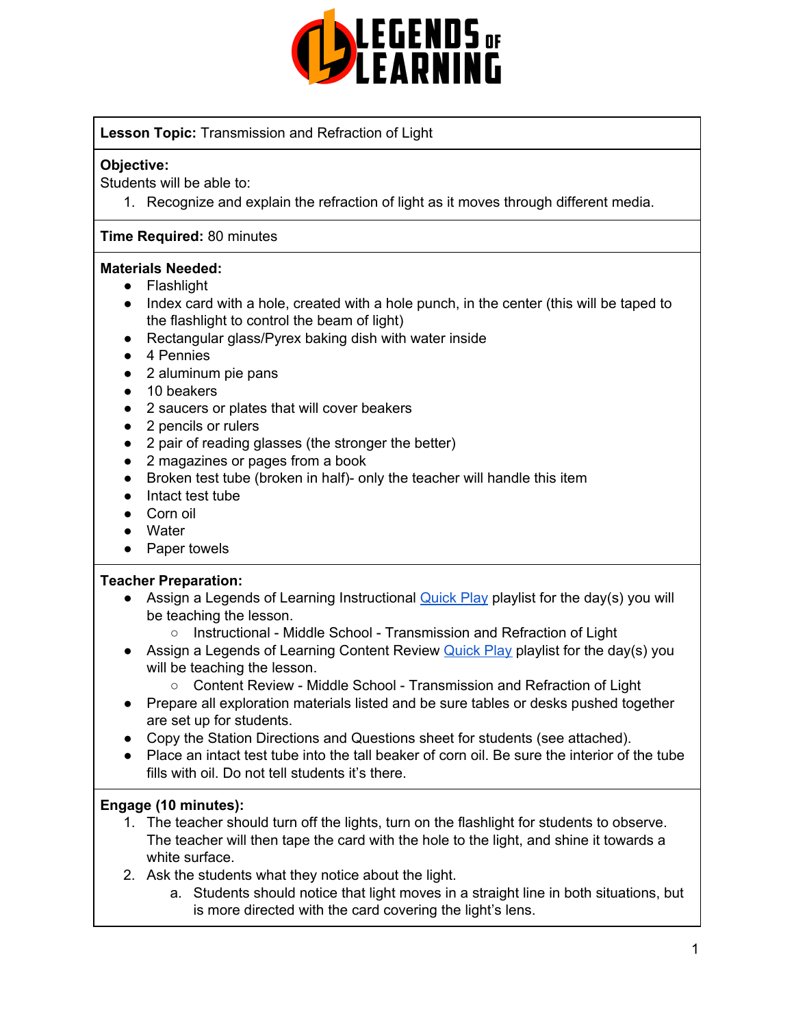**Lesson Topic:** Transmission and Refraction of Light

**Objective:**
Students will be able to:

1. Recognize and explain the refraction of light as it moves through different media.

**Time Required:** 80 minutes

**Materials Needed:**

- Flashlight
- Index card with a hole, created with a hole punch, in the center (this will be taped to the flashlight to control the beam of light)
- Rectangular glass/Pyrex baking dish with water inside
- 4 Pennies
- 2 aluminum pie pans
- 10 beakers
- 2 saucers or plates that will cover beakers
- 2 pencils or rulers
- 2 pair of reading glasses (the stronger the better)
- 2 magazines or pages from a book
- Broken test tube (broken in half)- only the teacher will handle this item
- Intact test tube
- Corn oil
- Water
- Paper towels

**Teacher Preparation:**

- Assign a Legends of Learning Instructional Quick Play playlist for the day(s) you will be teaching the lesson.
  - Instructional - Middle School - Transmission and Refraction of Light
- Assign a Legends of Learning Content Review Quick Play playlist for the day(s) you will be teaching the lesson.
  - Content Review - Middle School - Transmission and Refraction of Light
- Prepare all exploration materials listed and be sure tables or desks pushed together are set up for students.
- Copy the Station Directions and Questions sheet for students (see attached).
- Place an intact test tube into the tall beaker of corn oil. Be sure the interior of the tube fills with oil. Do not tell students it's there.

**Engage (10 minutes):**

1. The teacher should turn off the lights, turn on the flashlight for students to observe. The teacher will then tape the card with the hole to the light, and shine it towards a white surface.
2. Ask the students what they notice about the light.
   a. Students should notice that light moves in a straight line in both situations, but is more directed with the card covering the light's lens.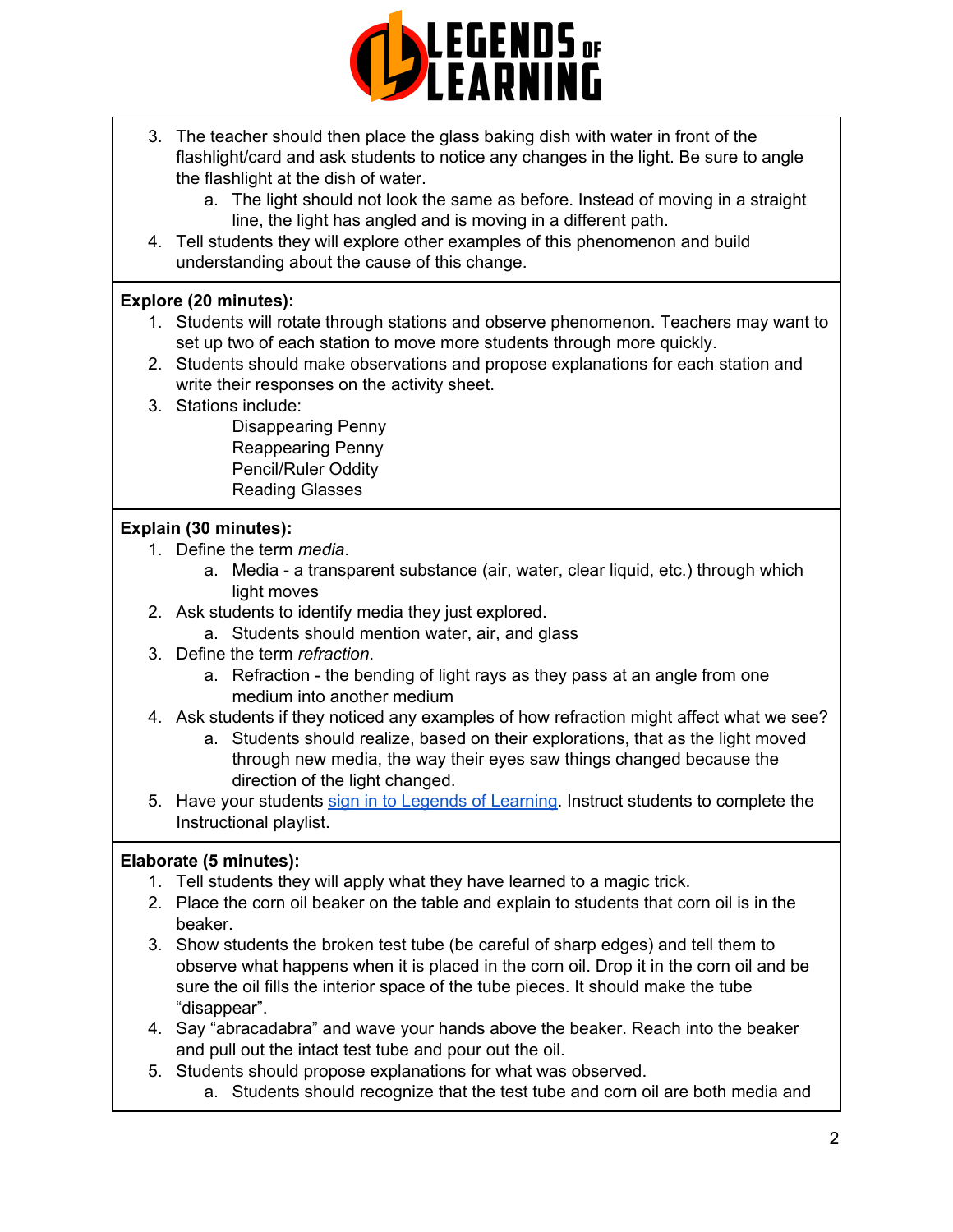3. The teacher should then place the glass baking dish with water in front of the flashlight/card and ask students to notice any changes in the light. Be sure to angle the flashlight at the dish of water.
    a. The light should not look the same as before. Instead of moving in a straight line, the light has angled and is moving in a different path.
4. Tell students they will explore other examples of this phenomenon and build understanding about the cause of this change.

**Explore (20 minutes):**

1. Students will rotate through stations and observe phenomenon. Teachers may want to set up two of each station to move more students through more quickly.
2. Students should make observations and propose explanations for each station and write their responses on the activity sheet.
3. Stations include:

    Disappearing Penny
    Reappearing Penny
    Pencil/Ruler Oddity
    Reading Glasses

**Explain (30 minutes):**

1. Define the term *media*.
    a. Media - a transparent substance (air, water, clear liquid, etc.) through which light moves
2. Ask students to identify media they just explored.
    a. Students should mention water, air, and glass
3. Define the term *refraction*.
    a. Refraction - the bending of light rays as they pass at an angle from one medium into another medium
4. Ask students if they noticed any examples of how refraction might affect what we see?
    a. Students should realize, based on their explorations, that as the light moved through new media, the way their eyes saw things changed because the direction of the light changed.
5. Have your students [sign in to Legends of Learning](). Instruct students to complete the Instructional playlist.

**Elaborate (5 minutes):**

1. Tell students they will apply what they have learned to a magic trick.
2. Place the corn oil beaker on the table and explain to students that corn oil is in the beaker.
3. Show students the broken test tube (be careful of sharp edges) and tell them to observe what happens when it is placed in the corn oil. Drop it in the corn oil and be sure the oil fills the interior space of the tube pieces. It should make the tube "disappear".
4. Say "abracadabra" and wave your hands above the beaker. Reach into the beaker and pull out the intact test tube and pour out the oil.
5. Students should propose explanations for what was observed.
    a. Students should recognize that the test tube and corn oil are both media and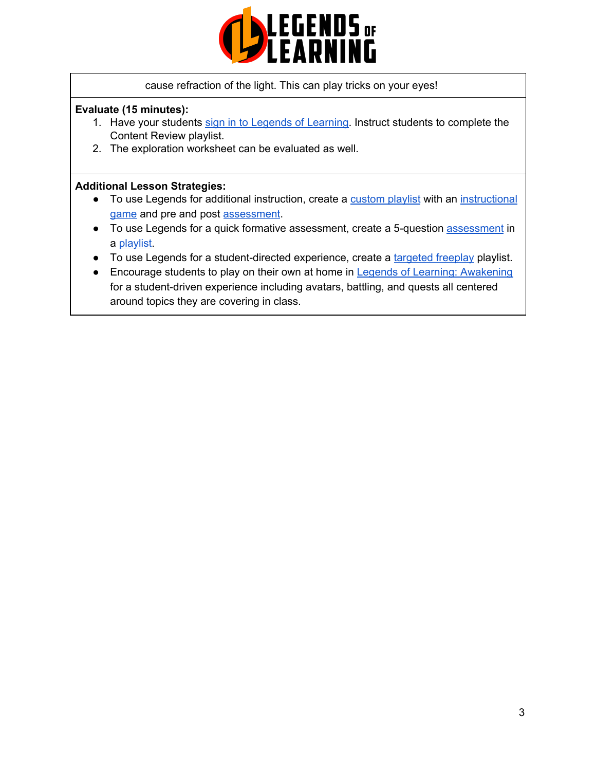cause refraction of the light. This can play tricks on your eyes!

**Evaluate (15 minutes):**

1. Have your students sign in to Legends of Learning. Instruct students to complete the Content Review playlist.
2. The exploration worksheet can be evaluated as well.

**Additional Lesson Strategies:**

- To use Legends for additional instruction, create a custom playlist with an instructional game and pre and post assessment.
- To use Legends for a quick formative assessment, create a 5-question assessment in a playlist.
- To use Legends for a student-directed experience, create a targeted freeplay playlist.
- Encourage students to play on their own at home in Legends of Learning: Awakening for a student-driven experience including avatars, battling, and quests all centered around topics they are covering in class.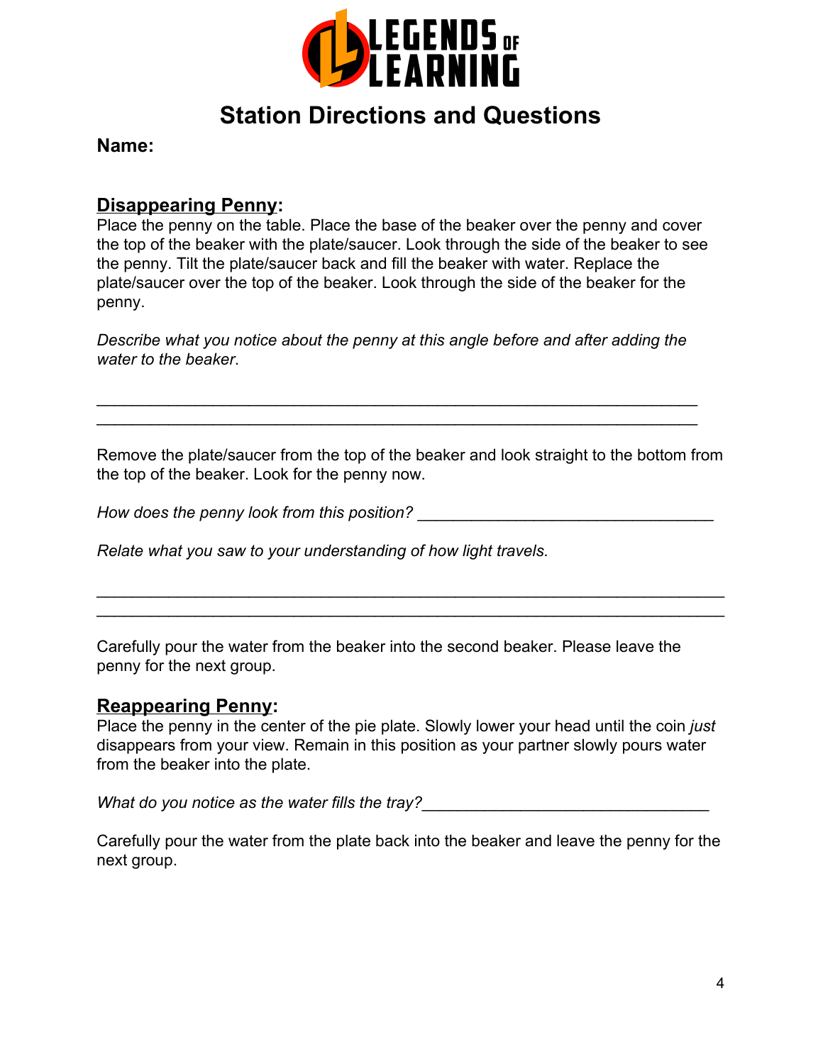LEGENDS OF LEARNING

# Station Directions and Questions

**Name:**

## Disappearing Penny:

Place the penny on the table. Place the base of the beaker over the penny and cover the top of the beaker with the plate/saucer. Look through the side of the beaker to see the penny. Tilt the plate/saucer back and fill the beaker with water. Replace the plate/saucer over the top of the beaker. Look through the side of the beaker for the penny.

*Describe what you notice about the penny at this angle before and after adding the water to the beaker.*

\_\_\_\_\_\_\_\_\_\_\_\_\_\_\_\_\_\_\_\_\_\_\_\_\_\_\_\_\_\_\_\_\_\_\_\_\_\_\_\_\_\_\_\_\_\_\_\_\_\_\_\_\_\_\_\_\_\_\_\_\_\_\_\_
\_\_\_\_\_\_\_\_\_\_\_\_\_\_\_\_\_\_\_\_\_\_\_\_\_\_\_\_\_\_\_\_\_\_\_\_\_\_\_\_\_\_\_\_\_\_\_\_\_\_\_\_\_\_\_\_\_\_\_\_\_\_\_\_

Remove the plate/saucer from the top of the beaker and look straight to the bottom from the top of the beaker. Look for the penny now.

*How does the penny look from this position?* \_\_\_\_\_\_\_\_\_\_\_\_\_\_\_\_\_\_\_\_\_\_\_\_\_\_\_\_\_\_\_\_\_

*Relate what you saw to your understanding of how light travels.*

\_\_\_\_\_\_\_\_\_\_\_\_\_\_\_\_\_\_\_\_\_\_\_\_\_\_\_\_\_\_\_\_\_\_\_\_\_\_\_\_\_\_\_\_\_\_\_\_\_\_\_\_\_\_\_\_\_\_\_\_\_\_\_\_\_\_\_\_
\_\_\_\_\_\_\_\_\_\_\_\_\_\_\_\_\_\_\_\_\_\_\_\_\_\_\_\_\_\_\_\_\_\_\_\_\_\_\_\_\_\_\_\_\_\_\_\_\_\_\_\_\_\_\_\_\_\_\_\_\_\_\_\_\_\_\_\_

Carefully pour the water from the beaker into the second beaker. Please leave the penny for the next group.

## Reappearing Penny:

Place the penny in the center of the pie plate. Slowly lower your head until the coin *just* disappears from your view. Remain in this position as your partner slowly pours water from the beaker into the plate.

*What do you notice as the water fills the tray?*\_\_\_\_\_\_\_\_\_\_\_\_\_\_\_\_\_\_\_\_\_\_\_\_\_\_\_\_\_\_\_\_

Carefully pour the water from the plate back into the beaker and leave the penny for the next group.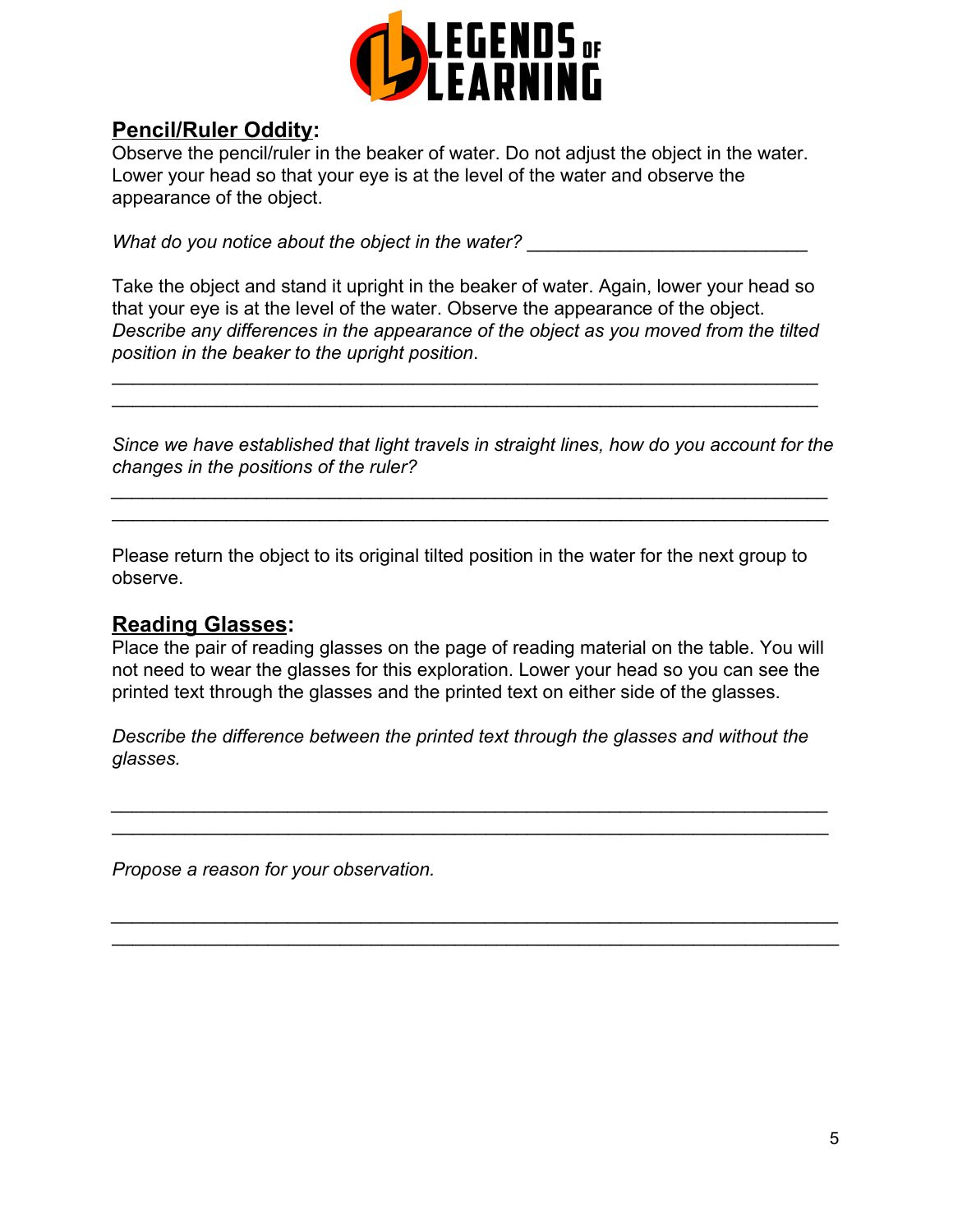**LEGENDS OF LEARNING**

## Pencil/Ruler Oddity:

Observe the pencil/ruler in the beaker of water. Do not adjust the object in the water. Lower your head so that your eye is at the level of the water and observe the appearance of the object.

*What do you notice about the object in the water?* ___________________________

Take the object and stand it upright in the beaker of water. Again, lower your head so that your eye is at the level of the water. Observe the appearance of the object. *Describe any differences in the appearance of the object as you moved from the tilted position in the beaker to the upright position*.

_____________________________________________________________________
_____________________________________________________________________

*Since we have established that light travels in straight lines, how do you account for the changes in the positions of the ruler?*

_____________________________________________________________________
_____________________________________________________________________

Please return the object to its original tilted position in the water for the next group to observe.

## Reading Glasses:

Place the pair of reading glasses on the page of reading material on the table. You will not need to wear the glasses for this exploration. Lower your head so you can see the printed text through the glasses and the printed text on either side of the glasses.

*Describe the difference between the printed text through the glasses and without the glasses.*

_____________________________________________________________________
_____________________________________________________________________

*Propose a reason for your observation.*

_____________________________________________________________________
_____________________________________________________________________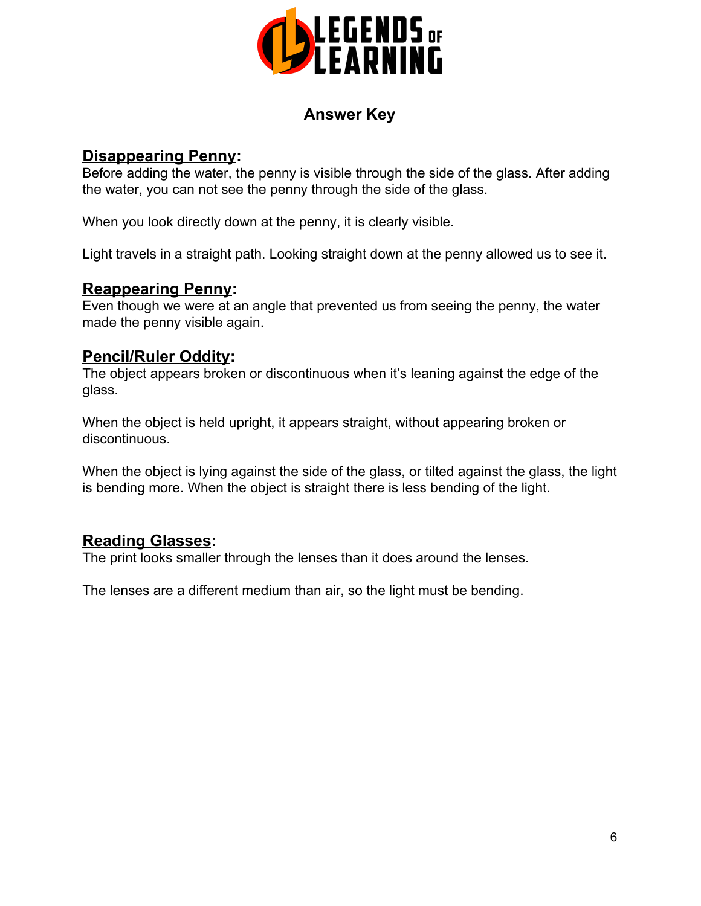## Answer Key

### Disappearing Penny:

Before adding the water, the penny is visible through the side of the glass. After adding the water, you can not see the penny through the side of the glass.

When you look directly down at the penny, it is clearly visible.

Light travels in a straight path. Looking straight down at the penny allowed us to see it.

### Reappearing Penny:

Even though we were at an angle that prevented us from seeing the penny, the water made the penny visible again.

### Pencil/Ruler Oddity:

The object appears broken or discontinuous when it's leaning against the edge of the glass.

When the object is held upright, it appears straight, without appearing broken or discontinuous.

When the object is lying against the side of the glass, or tilted against the glass, the light is bending more. When the object is straight there is less bending of the light.

### Reading Glasses:

The print looks smaller through the lenses than it does around the lenses.

The lenses are a different medium than air, so the light must be bending.